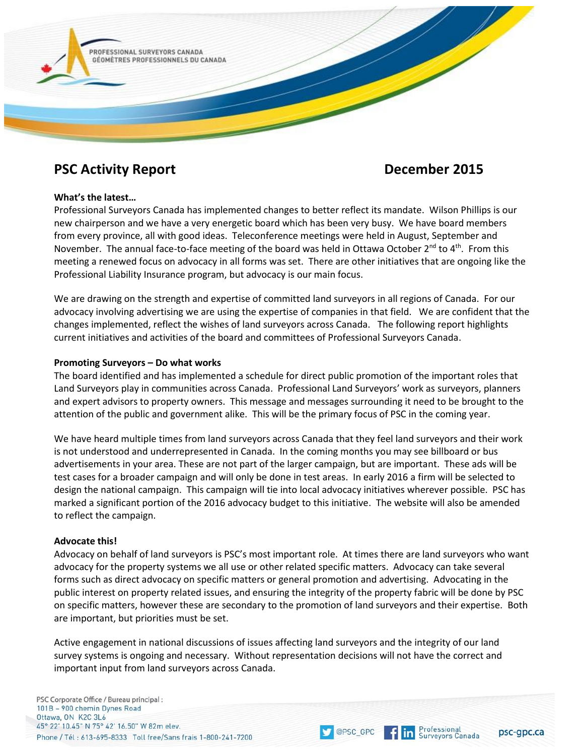# PSC Activity Report — December 2015

**What's the latest…**

Professional Surveyors Canada has implemented changes to better reflect its mandate. Wilson Phillips is our new chairperson and we have a very energetic board which has been very busy. We have board members from every province, all with good ideas. Teleconference meetings were held in August, September and November. The annual face-to-face meeting of the board was held in Ottawa October 2nd to 4th. From this meeting a renewed focus on advocacy in all forms was set. There are other initiatives that are ongoing like the Professional Liability Insurance program, but advocacy is our main focus.

We are drawing on the strength and expertise of committed land surveyors in all regions of Canada. For our advocacy involving advertising we are using the expertise of companies in that field. We are confident that the changes implemented, reflect the wishes of land surveyors across Canada. The following report highlights current initiatives and activities of the board and committees of Professional Surveyors Canada.

**Promoting Surveyors – Do what works**

The board identified and has implemented a schedule for direct public promotion of the important roles that Land Surveyors play in communities across Canada. Professional Land Surveyors' work as surveyors, planners and expert advisors to property owners. This message and messages surrounding it need to be brought to the attention of the public and government alike. This will be the primary focus of PSC in the coming year.

We have heard multiple times from land surveyors across Canada that they feel land surveyors and their work is not understood and underrepresented in Canada. In the coming months you may see billboard or bus advertisements in your area. These are not part of the larger campaign, but are important. These ads will be test cases for a broader campaign and will only be done in test areas. In early 2016 a firm will be selected to design the national campaign. This campaign will tie into local advocacy initiatives wherever possible. PSC has marked a significant portion of the 2016 advocacy budget to this initiative. The website will also be amended to reflect the campaign.

**Advocate this!**

Advocacy on behalf of land surveyors is PSC's most important role. At times there are land surveyors who want advocacy for the property systems we all use or other related specific matters. Advocacy can take several forms such as direct advocacy on specific matters or general promotion and advertising. Advocating in the public interest on property related issues, and ensuring the integrity of the property fabric will be done by PSC on specific matters, however these are secondary to the promotion of land surveyors and their expertise. Both are important, but priorities must be set.

Active engagement in national discussions of issues affecting land surveyors and the integrity of our land survey systems is ongoing and necessary. Without representation decisions will not have the correct and important input from land surveyors across Canada.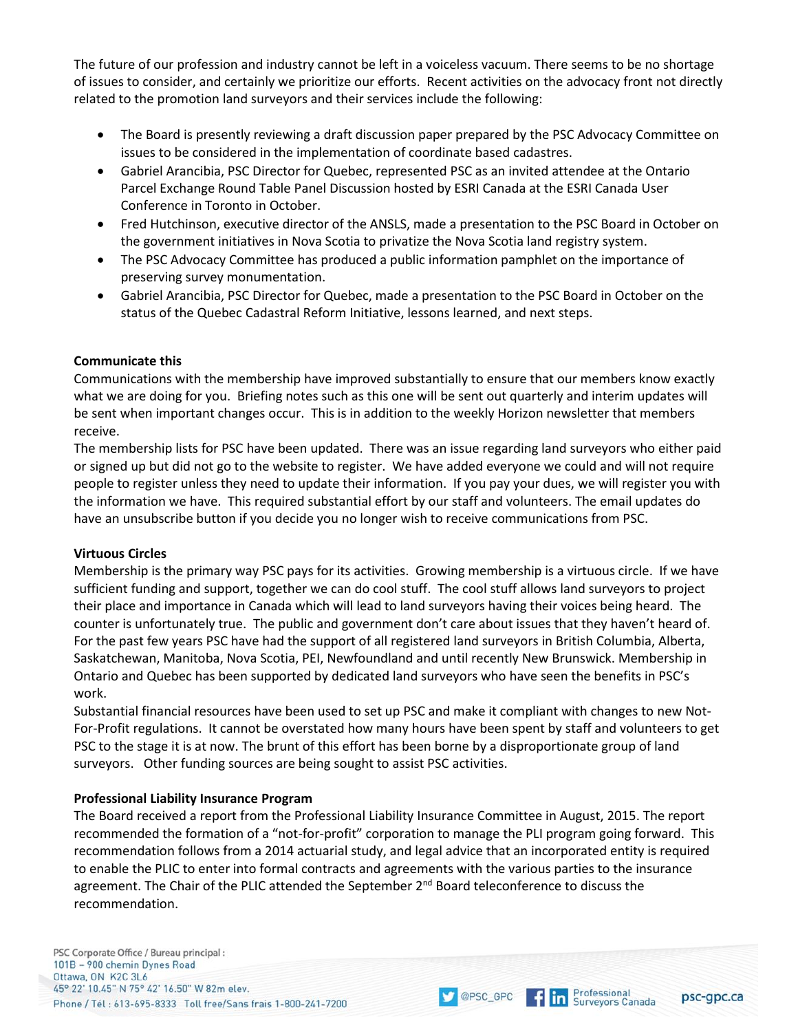The future of our profession and industry cannot be left in a voiceless vacuum. There seems to be no shortage of issues to consider, and certainly we prioritize our efforts. Recent activities on the advocacy front not directly related to the promotion land surveyors and their services include the following:

- The Board is presently reviewing a draft discussion paper prepared by the PSC Advocacy Committee on issues to be considered in the implementation of coordinate based cadastres.
- Gabriel Arancibia, PSC Director for Quebec, represented PSC as an invited attendee at the Ontario Parcel Exchange Round Table Panel Discussion hosted by ESRI Canada at the ESRI Canada User Conference in Toronto in October.
- Fred Hutchinson, executive director of the ANSLS, made a presentation to the PSC Board in October on the government initiatives in Nova Scotia to privatize the Nova Scotia land registry system.
- The PSC Advocacy Committee has produced a public information pamphlet on the importance of preserving survey monumentation.
- Gabriel Arancibia, PSC Director for Quebec, made a presentation to the PSC Board in October on the status of the Quebec Cadastral Reform Initiative, lessons learned, and next steps.

**Communicate this**

Communications with the membership have improved substantially to ensure that our members know exactly what we are doing for you. Briefing notes such as this one will be sent out quarterly and interim updates will be sent when important changes occur. This is in addition to the weekly Horizon newsletter that members receive.

The membership lists for PSC have been updated. There was an issue regarding land surveyors who either paid or signed up but did not go to the website to register. We have added everyone we could and will not require people to register unless they need to update their information. If you pay your dues, we will register you with the information we have. This required substantial effort by our staff and volunteers. The email updates do have an unsubscribe button if you decide you no longer wish to receive communications from PSC.

**Virtuous Circles**

Membership is the primary way PSC pays for its activities. Growing membership is a virtuous circle. If we have sufficient funding and support, together we can do cool stuff. The cool stuff allows land surveyors to project their place and importance in Canada which will lead to land surveyors having their voices being heard. The counter is unfortunately true. The public and government don't care about issues that they haven't heard of. For the past few years PSC have had the support of all registered land surveyors in British Columbia, Alberta, Saskatchewan, Manitoba, Nova Scotia, PEI, Newfoundland and until recently New Brunswick. Membership in Ontario and Quebec has been supported by dedicated land surveyors who have seen the benefits in PSC's work.

Substantial financial resources have been used to set up PSC and make it compliant with changes to new Not-For-Profit regulations. It cannot be overstated how many hours have been spent by staff and volunteers to get PSC to the stage it is at now. The brunt of this effort has been borne by a disproportionate group of land surveyors. Other funding sources are being sought to assist PSC activities.

**Professional Liability Insurance Program**

The Board received a report from the Professional Liability Insurance Committee in August, 2015. The report recommended the formation of a "not-for-profit" corporation to manage the PLI program going forward. This recommendation follows from a 2014 actuarial study, and legal advice that an incorporated entity is required to enable the PLIC to enter into formal contracts and agreements with the various parties to the insurance agreement. The Chair of the PLIC attended the September 2nd Board teleconference to discuss the recommendation.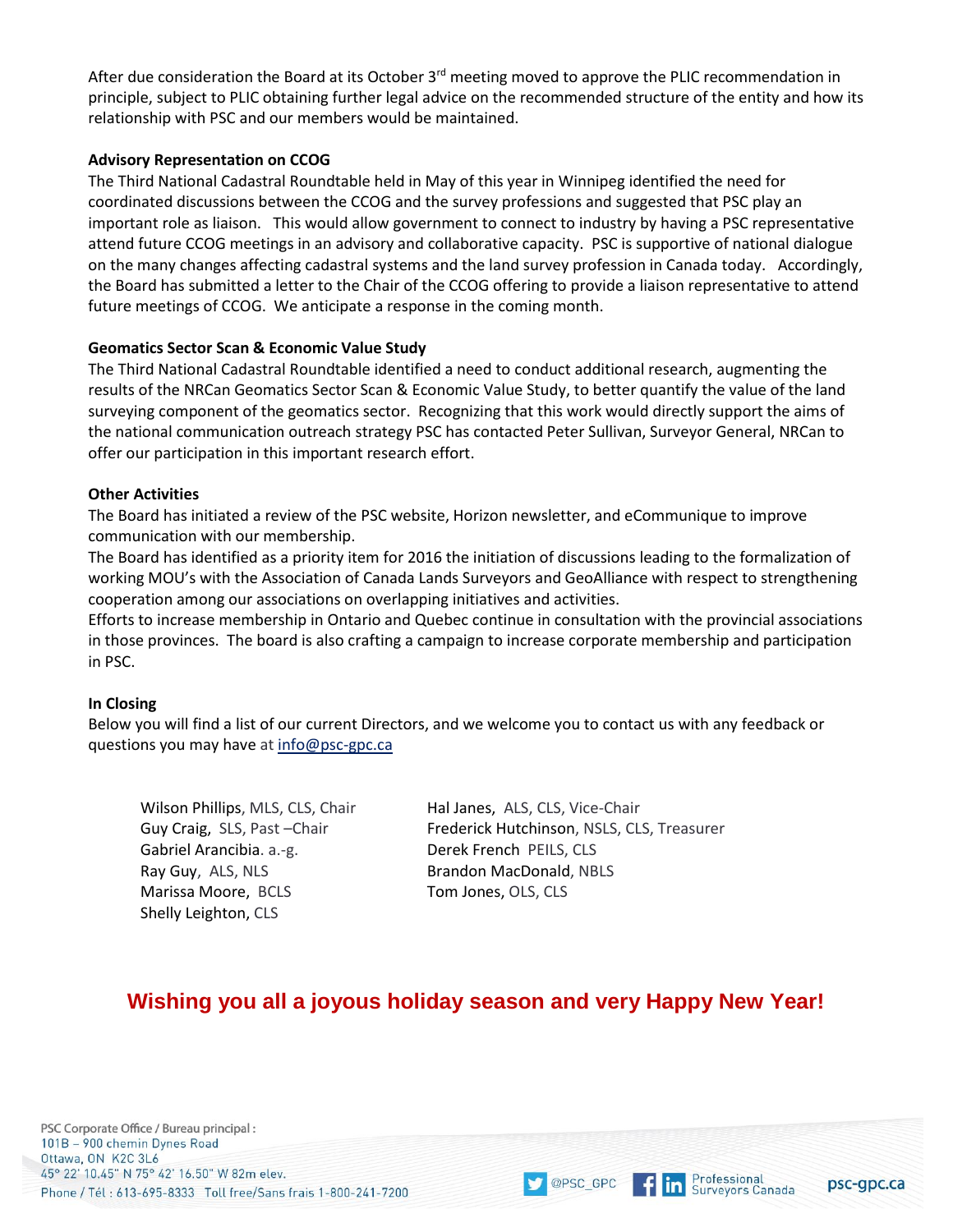After due consideration the Board at its October 3rd meeting moved to approve the PLIC recommendation in principle, subject to PLIC obtaining further legal advice on the recommended structure of the entity and how its relationship with PSC and our members would be maintained.

**Advisory Representation on CCOG**

The Third National Cadastral Roundtable held in May of this year in Winnipeg identified the need for coordinated discussions between the CCOG and the survey professions and suggested that PSC play an important role as liaison. This would allow government to connect to industry by having a PSC representative attend future CCOG meetings in an advisory and collaborative capacity. PSC is supportive of national dialogue on the many changes affecting cadastral systems and the land survey profession in Canada today. Accordingly, the Board has submitted a letter to the Chair of the CCOG offering to provide a liaison representative to attend future meetings of CCOG. We anticipate a response in the coming month.

**Geomatics Sector Scan & Economic Value Study**

The Third National Cadastral Roundtable identified a need to conduct additional research, augmenting the results of the NRCan Geomatics Sector Scan & Economic Value Study, to better quantify the value of the land surveying component of the geomatics sector. Recognizing that this work would directly support the aims of the national communication outreach strategy PSC has contacted Peter Sullivan, Surveyor General, NRCan to offer our participation in this important research effort.

**Other Activities**

The Board has initiated a review of the PSC website, Horizon newsletter, and eCommunique to improve communication with our membership.

The Board has identified as a priority item for 2016 the initiation of discussions leading to the formalization of working MOU's with the Association of Canada Lands Surveyors and GeoAlliance with respect to strengthening cooperation among our associations on overlapping initiatives and activities.

Efforts to increase membership in Ontario and Quebec continue in consultation with the provincial associations in those provinces. The board is also crafting a campaign to increase corporate membership and participation in PSC.

**In Closing**

Below you will find a list of our current Directors, and we welcome you to contact us with any feedback or questions you may have at info@psc-gpc.ca

Wilson Phillips, MLS, CLS, Chair
Guy Craig, SLS, Past –Chair
Gabriel Arancibia. a.-g.
Ray Guy, ALS, NLS
Marissa Moore, BCLS
Shelly Leighton, CLS

Hal Janes, ALS, CLS, Vice-Chair
Frederick Hutchinson, NSLS, CLS, Treasurer
Derek French PEILS, CLS
Brandon MacDonald, NBLS
Tom Jones, OLS, CLS

**Wishing you all a joyous holiday season and very Happy New Year!**

PSC Corporate Office / Bureau principal :
101B – 900 chemin Dynes Road
Ottawa, ON K2C 3L6
45° 22' 10.45" N 75° 42' 16.50" W 82m elev.
Phone / Tél : 613-695-8333 Toll free/Sans frais 1-800-241-7200

@PSC_GPC Professional Surveyors Canada psc-gpc.ca